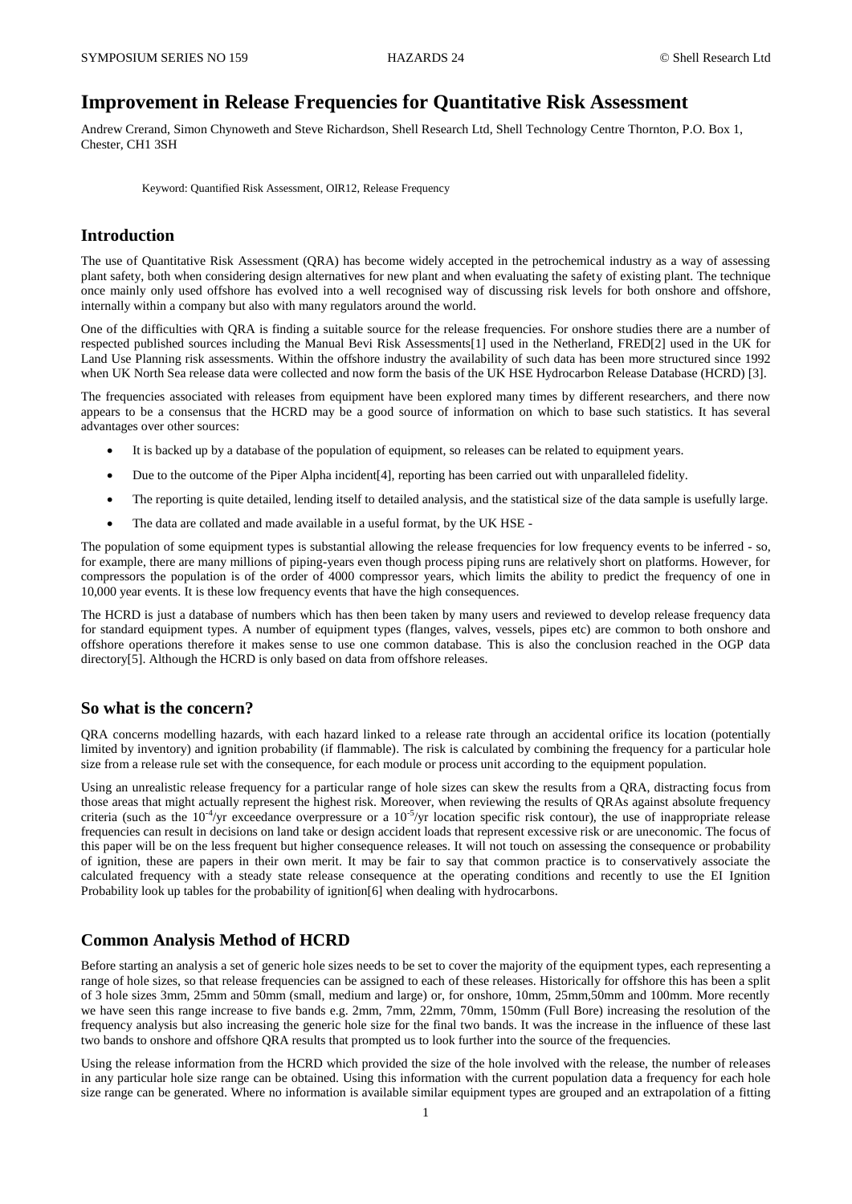# Improvement in Release Frequencies for Quantitative Risk Assessment

Andrew Crerand, Simon Chynoweth and Steve Richardson, Shell Research Ltd, Shell Technology Centre Thornton, P.O. Box 1, Chester, CH1 3SH

Keyword: Quantified Risk Assessment, OIR12, Release Frequency

## Introduction

The use of Quantitative Risk Assessment (QRA) has become widely accepted in the petrochemical industry as a way of assessing plant safety, both when considering design alternatives for new plant and when evaluating the safety of existing plant. The technique once mainly only used offshore has evolved into a well recognised way of discussing risk levels for both onshore and offshore, internally within a company but also with many regulators around the world.

One of the difficulties with QRA is finding a suitable source for the release frequencies. For onshore studies there are a number of respected published sources including the Manual Bevi Risk Assessments[1] used in the Netherland, FRED[2] used in the UK for Land Use Planning risk assessments. Within the offshore industry the availability of such data has been more structured since 1992 when UK North Sea release data were collected and now form the basis of the UK HSE Hydrocarbon Release Database (HCRD) [3].

The frequencies associated with releases from equipment have been explored many times by different researchers, and there now appears to be a consensus that the HCRD may be a good source of information on which to base such statistics. It has several advantages over other sources:

- It is backed up by a database of the population of equipment, so releases can be related to equipment years.
- Due to the outcome of the Piper Alpha incident[4], reporting has been carried out with unparalleled fidelity.
- The reporting is quite detailed, lending itself to detailed analysis, and the statistical size of the data sample is usefully large.
- The data are collated and made available in a useful format, by the UK HSE -

The population of some equipment types is substantial allowing the release frequencies for low frequency events to be inferred - so, for example, there are many millions of piping-years even though process piping runs are relatively short on platforms. However, for compressors the population is of the order of 4000 compressor years, which limits the ability to predict the frequency of one in 10,000 year events. It is these low frequency events that have the high consequences.

The HCRD is just a database of numbers which has then been taken by many users and reviewed to develop release frequency data for standard equipment types. A number of equipment types (flanges, valves, vessels, pipes etc) are common to both onshore and offshore operations therefore it makes sense to use one common database. This is also the conclusion reached in the OGP data directory[5]. Although the HCRD is only based on data from offshore releases.

## So what is the concern?

QRA concerns modelling hazards, with each hazard linked to a release rate through an accidental orifice its location (potentially limited by inventory) and ignition probability (if flammable). The risk is calculated by combining the frequency for a particular hole size from a release rule set with the consequence, for each module or process unit according to the equipment population.

Using an unrealistic release frequency for a particular range of hole sizes can skew the results from a QRA, distracting focus from those areas that might actually represent the highest risk. Moreover, when reviewing the results of QRAs against absolute frequency criteria (such as the $10^{-4}$/yr exceedance overpressure or a $10^{-5}$/yr location specific risk contour), the use of inappropriate release frequencies can result in decisions on land take or design accident loads that represent excessive risk or are uneconomic. The focus of this paper will be on the less frequent but higher consequence releases. It will not touch on assessing the consequence or probability of ignition, these are papers in their own merit. It may be fair to say that common practice is to conservatively associate the calculated frequency with a steady state release consequence at the operating conditions and recently to use the EI Ignition Probability look up tables for the probability of ignition[6] when dealing with hydrocarbons.

## Common Analysis Method of HCRD

Before starting an analysis a set of generic hole sizes needs to be set to cover the majority of the equipment types, each representing a range of hole sizes, so that release frequencies can be assigned to each of these releases. Historically for offshore this has been a split of 3 hole sizes 3mm, 25mm and 50mm (small, medium and large) or, for onshore, 10mm, 25mm,50mm and 100mm. More recently we have seen this range increase to five bands e.g. 2mm, 7mm, 22mm, 70mm, 150mm (Full Bore) increasing the resolution of the frequency analysis but also increasing the generic hole size for the final two bands. It was the increase in the influence of these last two bands to onshore and offshore QRA results that prompted us to look further into the source of the frequencies.

Using the release information from the HCRD which provided the size of the hole involved with the release, the number of releases in any particular hole size range can be obtained. Using this information with the current population data a frequency for each hole size range can be generated. Where no information is available similar equipment types are grouped and an extrapolation of a fitting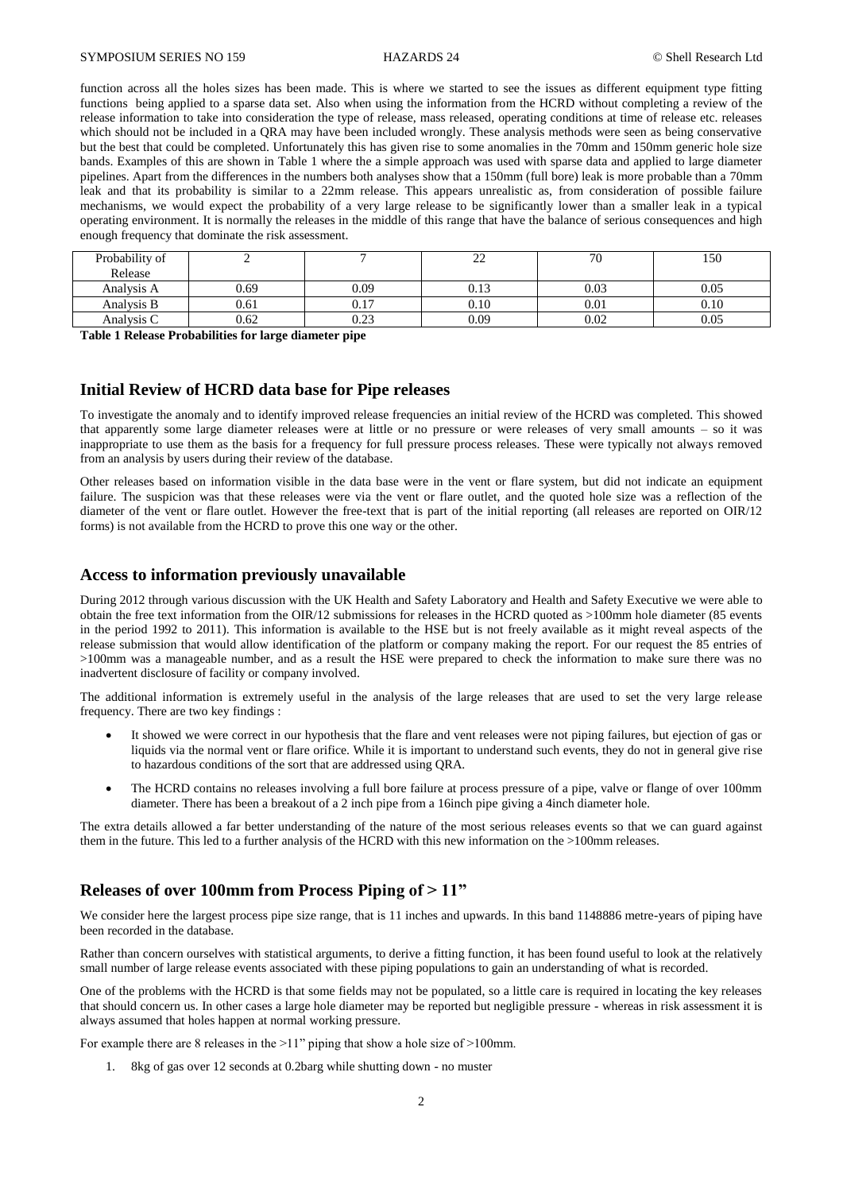function across all the holes sizes has been made. This is where we started to see the issues as different equipment type fitting functions being applied to a sparse data set. Also when using the information from the HCRD without completing a review of the release information to take into consideration the type of release, mass released, operating conditions at time of release etc. releases which should not be included in a QRA may have been included wrongly. These analysis methods were seen as being conservative but the best that could be completed. Unfortunately this has given rise to some anomalies in the 70mm and 150mm generic hole size bands. Examples of this are shown in Table 1 where the a simple approach was used with sparse data and applied to large diameter pipelines. Apart from the differences in the numbers both analyses show that a 150mm (full bore) leak is more probable than a 70mm leak and that its probability is similar to a 22mm release. This appears unrealistic as, from consideration of possible failure mechanisms, we would expect the probability of a very large release to be significantly lower than a smaller leak in a typical operating environment. It is normally the releases in the middle of this range that have the balance of serious consequences and high enough frequency that dominate the risk assessment.

| Probability of Release | 2 | 7 | 22 | 70 | 150 |
|---|---|---|---|---|---|
| Analysis A | 0.69 | 0.09 | 0.13 | 0.03 | 0.05 |
| Analysis B | 0.61 | 0.17 | 0.10 | 0.01 | 0.10 |
| Analysis C | 0.62 | 0.23 | 0.09 | 0.02 | 0.05 |

**Table 1 Release Probabilities for large diameter pipe**

## Initial Review of HCRD data base for Pipe releases

To investigate the anomaly and to identify improved release frequencies an initial review of the HCRD was completed. This showed that apparently some large diameter releases were at little or no pressure or were releases of very small amounts – so it was inappropriate to use them as the basis for a frequency for full pressure process releases. These were typically not always removed from an analysis by users during their review of the database.

Other releases based on information visible in the data base were in the vent or flare system, but did not indicate an equipment failure. The suspicion was that these releases were via the vent or flare outlet, and the quoted hole size was a reflection of the diameter of the vent or flare outlet. However the free-text that is part of the initial reporting (all releases are reported on OIR/12 forms) is not available from the HCRD to prove this one way or the other.

## Access to information previously unavailable

During 2012 through various discussion with the UK Health and Safety Laboratory and Health and Safety Executive we were able to obtain the free text information from the OIR/12 submissions for releases in the HCRD quoted as >100mm hole diameter (85 events in the period 1992 to 2011). This information is available to the HSE but is not freely available as it might reveal aspects of the release submission that would allow identification of the platform or company making the report. For our request the 85 entries of >100mm was a manageable number, and as a result the HSE were prepared to check the information to make sure there was no inadvertent disclosure of facility or company involved.

The additional information is extremely useful in the analysis of the large releases that are used to set the very large release frequency. There are two key findings :

- It showed we were correct in our hypothesis that the flare and vent releases were not piping failures, but ejection of gas or liquids via the normal vent or flare orifice. While it is important to understand such events, they do not in general give rise to hazardous conditions of the sort that are addressed using QRA.
- The HCRD contains no releases involving a full bore failure at process pressure of a pipe, valve or flange of over 100mm diameter. There has been a breakout of a 2 inch pipe from a 16inch pipe giving a 4inch diameter hole.

The extra details allowed a far better understanding of the nature of the most serious releases events so that we can guard against them in the future. This led to a further analysis of the HCRD with this new information on the >100mm releases.

## Releases of over 100mm from Process Piping of > 11”

We consider here the largest process pipe size range, that is 11 inches and upwards. In this band 1148886 metre-years of piping have been recorded in the database.

Rather than concern ourselves with statistical arguments, to derive a fitting function, it has been found useful to look at the relatively small number of large release events associated with these piping populations to gain an understanding of what is recorded.

One of the problems with the HCRD is that some fields may not be populated, so a little care is required in locating the key releases that should concern us. In other cases a large hole diameter may be reported but negligible pressure - whereas in risk assessment it is always assumed that holes happen at normal working pressure.

For example there are 8 releases in the >11” piping that show a hole size of >100mm.

1. 8kg of gas over 12 seconds at 0.2barg while shutting down - no muster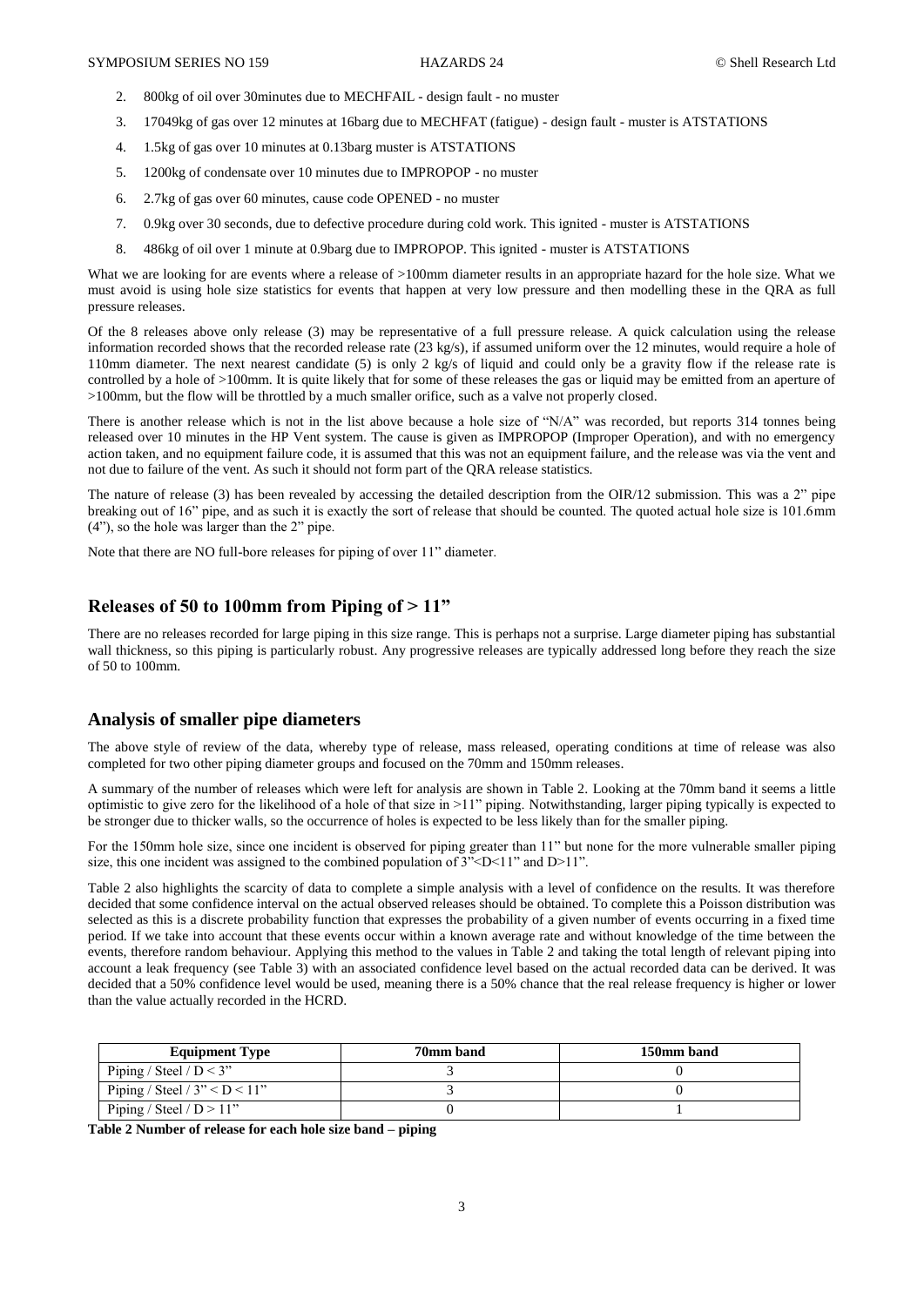2. 800kg of oil over 30minutes due to MECHFAIL - design fault - no muster
3. 17049kg of gas over 12 minutes at 16barg due to MECHFAT (fatigue) - design fault - muster is ATSTATIONS
4. 1.5kg of gas over 10 minutes at 0.13barg muster is ATSTATIONS
5. 1200kg of condensate over 10 minutes due to IMPROPOP - no muster
6. 2.7kg of gas over 60 minutes, cause code OPENED - no muster
7. 0.9kg over 30 seconds, due to defective procedure during cold work. This ignited - muster is ATSTATIONS
8. 486kg of oil over 1 minute at 0.9barg due to IMPROPOP. This ignited - muster is ATSTATIONS

What we are looking for are events where a release of >100mm diameter results in an appropriate hazard for the hole size. What we must avoid is using hole size statistics for events that happen at very low pressure and then modelling these in the QRA as full pressure releases.

Of the 8 releases above only release (3) may be representative of a full pressure release. A quick calculation using the release information recorded shows that the recorded release rate (23 kg/s), if assumed uniform over the 12 minutes, would require a hole of 110mm diameter. The next nearest candidate (5) is only 2 kg/s of liquid and could only be a gravity flow if the release rate is controlled by a hole of >100mm. It is quite likely that for some of these releases the gas or liquid may be emitted from an aperture of >100mm, but the flow will be throttled by a much smaller orifice, such as a valve not properly closed.

There is another release which is not in the list above because a hole size of "N/A" was recorded, but reports 314 tonnes being released over 10 minutes in the HP Vent system. The cause is given as IMPROPOP (Improper Operation), and with no emergency action taken, and no equipment failure code, it is assumed that this was not an equipment failure, and the release was via the vent and not due to failure of the vent. As such it should not form part of the QRA release statistics.

The nature of release (3) has been revealed by accessing the detailed description from the OIR/12 submission. This was a 2" pipe breaking out of 16" pipe, and as such it is exactly the sort of release that should be counted. The quoted actual hole size is 101.6mm (4"), so the hole was larger than the 2" pipe.

Note that there are NO full-bore releases for piping of over 11" diameter.

## Releases of 50 to 100mm from Piping of > 11"

There are no releases recorded for large piping in this size range. This is perhaps not a surprise. Large diameter piping has substantial wall thickness, so this piping is particularly robust. Any progressive releases are typically addressed long before they reach the size of 50 to 100mm.

## Analysis of smaller pipe diameters

The above style of review of the data, whereby type of release, mass released, operating conditions at time of release was also completed for two other piping diameter groups and focused on the 70mm and 150mm releases.

A summary of the number of releases which were left for analysis are shown in Table 2. Looking at the 70mm band it seems a little optimistic to give zero for the likelihood of a hole of that size in >11" piping. Notwithstanding, larger piping typically is expected to be stronger due to thicker walls, so the occurrence of holes is expected to be less likely than for the smaller piping.

For the 150mm hole size, since one incident is observed for piping greater than 11" but none for the more vulnerable smaller piping size, this one incident was assigned to the combined population of 3"<D<11" and D>11".

Table 2 also highlights the scarcity of data to complete a simple analysis with a level of confidence on the results. It was therefore decided that some confidence interval on the actual observed releases should be obtained. To complete this a Poisson distribution was selected as this is a discrete probability function that expresses the probability of a given number of events occurring in a fixed time period. If we take into account that these events occur within a known average rate and without knowledge of the time between the events, therefore random behaviour. Applying this method to the values in Table 2 and taking the total length of relevant piping into account a leak frequency (see Table 3) with an associated confidence level based on the actual recorded data can be derived. It was decided that a 50% confidence level would be used, meaning there is a 50% chance that the real release frequency is higher or lower than the value actually recorded in the HCRD.

| Equipment Type | 70mm band | 150mm band |
|---|---|---|
| Piping / Steel / D < 3" | 3 | 0 |
| Piping / Steel / 3" < D < 11" | 3 | 0 |
| Piping / Steel / D > 11" | 0 | 1 |

**Table 2 Number of release for each hole size band – piping**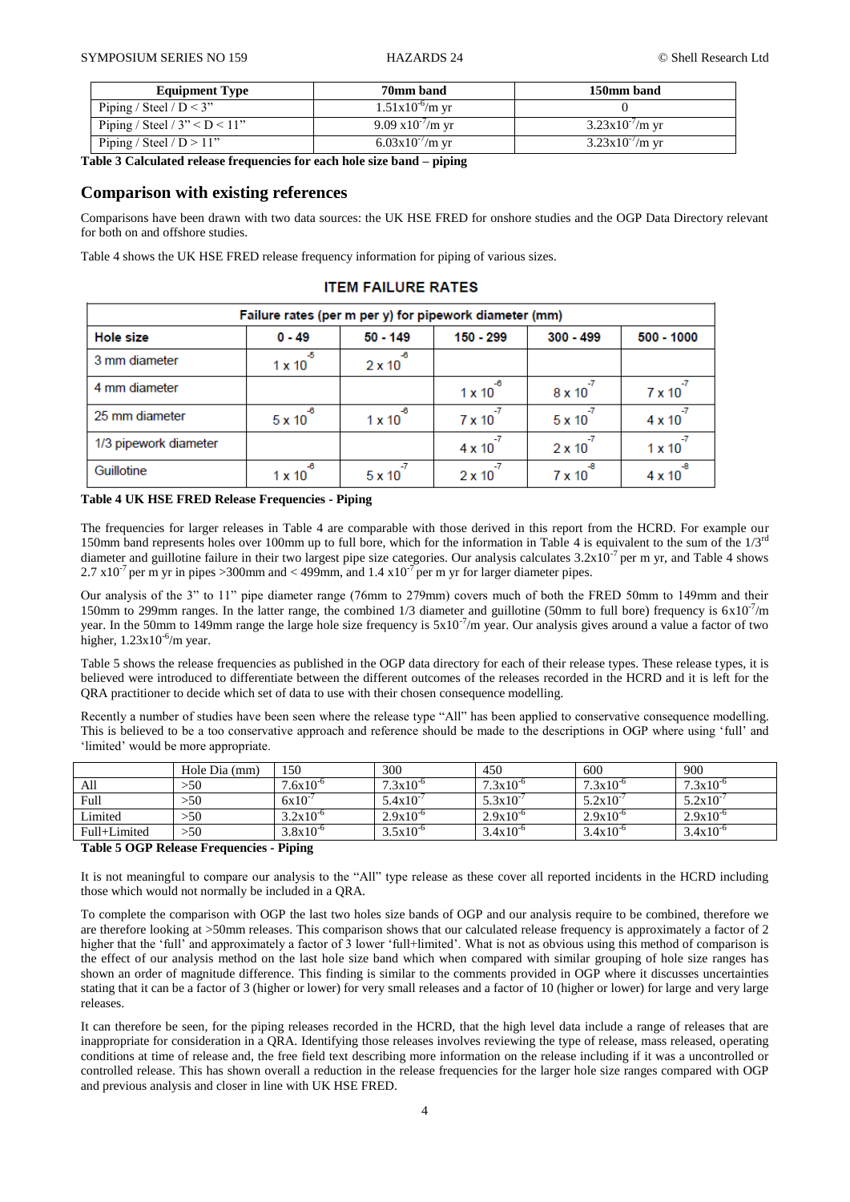| Equipment Type | 70mm band | 150mm band |
|---|---|---|
| Piping / Steel / D < 3" | $1.51x10^{-6}$/m yr | 0 |
| Piping / Steel / 3" < D < 11" | $9.09 x10^{-7}$/m yr | $3.23x10^{-7}$/m yr |
| Piping / Steel / D > 11" | $6.03x10^{-7}$/m yr | $3.23x10^{-7}$/m yr |

**Table 3 Calculated release frequencies for each hole size band – piping**

## Comparison with existing references

Comparisons have been drawn with two data sources: the UK HSE FRED for onshore studies and the OGP Data Directory relevant for both on and offshore studies.

Table 4 shows the UK HSE FRED release frequency information for piping of various sizes.

**ITEM FAILURE RATES**

| Failure rates (per m per y) for pipework diameter (mm) | | | | | |
|---|---|---|---|---|---|
| Hole size | 0 - 49 | 50 - 149 | 150 - 299 | 300 - 499 | 500 - 1000 |
| 3 mm diameter | $1 x 10^{-5}$ | $2 x 10^{-6}$ | | | |
| 4 mm diameter | | | $1 x 10^{-6}$ | $8 x 10^{-7}$ | $7 x 10^{-7}$ |
| 25 mm diameter | $5 x 10^{-6}$ | $1 x 10^{-6}$ | $7 x 10^{-7}$ | $5 x 10^{-7}$ | $4 x 10^{-7}$ |
| 1/3 pipework diameter | | | $4 x 10^{-7}$ | $2 x 10^{-7}$ | $1 x 10^{-7}$ |
| Guillotine | $1 x 10^{-6}$ | $5 x 10^{-7}$ | $2 x 10^{-7}$ | $7 x 10^{-8}$ | $4 x 10^{-8}$ |

**Table 4 UK HSE FRED Release Frequencies - Piping**

The frequencies for larger releases in Table 4 are comparable with those derived in this report from the HCRD. For example our 150mm band represents holes over 100mm up to full bore, which for the information in Table 4 is equivalent to the sum of the 1/3[rd] diameter and guillotine failure in their two largest pipe size categories. Our analysis calculates $3.2x10^{-7}$ per m yr, and Table 4 shows $2.7 x10^{-7}$ per m yr in pipes >300mm and < 499mm, and $1.4 x10^{-7}$ per m yr for larger diameter pipes.

Our analysis of the 3" to 11" pipe diameter range (76mm to 279mm) covers much of both the FRED 50mm to 149mm and their 150mm to 299mm ranges. In the latter range, the combined 1/3 diameter and guillotine (50mm to full bore) frequency is $6x10^{-7}$/m year. In the 50mm to 149mm range the large hole size frequency is $5x10^{-7}$/m year. Our analysis gives around a value a factor of two higher, $1.23x10^{-6}$/m year.

Table 5 shows the release frequencies as published in the OGP data directory for each of their release types. These release types, it is believed were introduced to differentiate between the different outcomes of the releases recorded in the HCRD and it is left for the QRA practitioner to decide which set of data to use with their chosen consequence modelling.

Recently a number of studies have been seen where the release type "All" has been applied to conservative consequence modelling. This is believed to be a too conservative approach and reference should be made to the descriptions in OGP where using 'full' and 'limited' would be more appropriate.

| | Hole Dia (mm) | 150 | 300 | 450 | 600 | 900 |
|---|---|---|---|---|---|---|
| All | >50 | $7.6x10^{-6}$ | $7.3x10^{-6}$ | $7.3x10^{-6}$ | $7.3x10^{-6}$ | $7.3x10^{-6}$ |
| Full | >50 | $6x10^{-7}$ | $5.4x10^{-7}$ | $5.3x10^{-7}$ | $5.2x10^{-7}$ | $5.2x10^{-7}$ |
| Limited | >50 | $3.2x10^{-6}$ | $2.9x10^{-6}$ | $2.9x10^{-6}$ | $2.9x10^{-6}$ | $2.9x10^{-6}$ |
| Full+Limited | >50 | $3.8x10^{-6}$ | $3.5x10^{-6}$ | $3.4x10^{-6}$ | $3.4x10^{-6}$ | $3.4x10^{-6}$ |

**Table 5 OGP Release Frequencies - Piping**

It is not meaningful to compare our analysis to the "All" type release as these cover all reported incidents in the HCRD including those which would not normally be included in a QRA.

To complete the comparison with OGP the last two holes size bands of OGP and our analysis require to be combined, therefore we are therefore looking at >50mm releases. This comparison shows that our calculated release frequency is approximately a factor of 2 higher that the 'full' and approximately a factor of 3 lower 'full+limited'. What is not as obvious using this method of comparison is the effect of our analysis method on the last hole size band which when compared with similar grouping of hole size ranges has shown an order of magnitude difference. This finding is similar to the comments provided in OGP where it discusses uncertainties stating that it can be a factor of 3 (higher or lower) for very small releases and a factor of 10 (higher or lower) for large and very large releases.

It can therefore be seen, for the piping releases recorded in the HCRD, that the high level data include a range of releases that are inappropriate for consideration in a QRA. Identifying those releases involves reviewing the type of release, mass released, operating conditions at time of release and, the free field text describing more information on the release including if it was a uncontrolled or controlled release. This has shown overall a reduction in the release frequencies for the larger hole size ranges compared with OGP and previous analysis and closer in line with UK HSE FRED.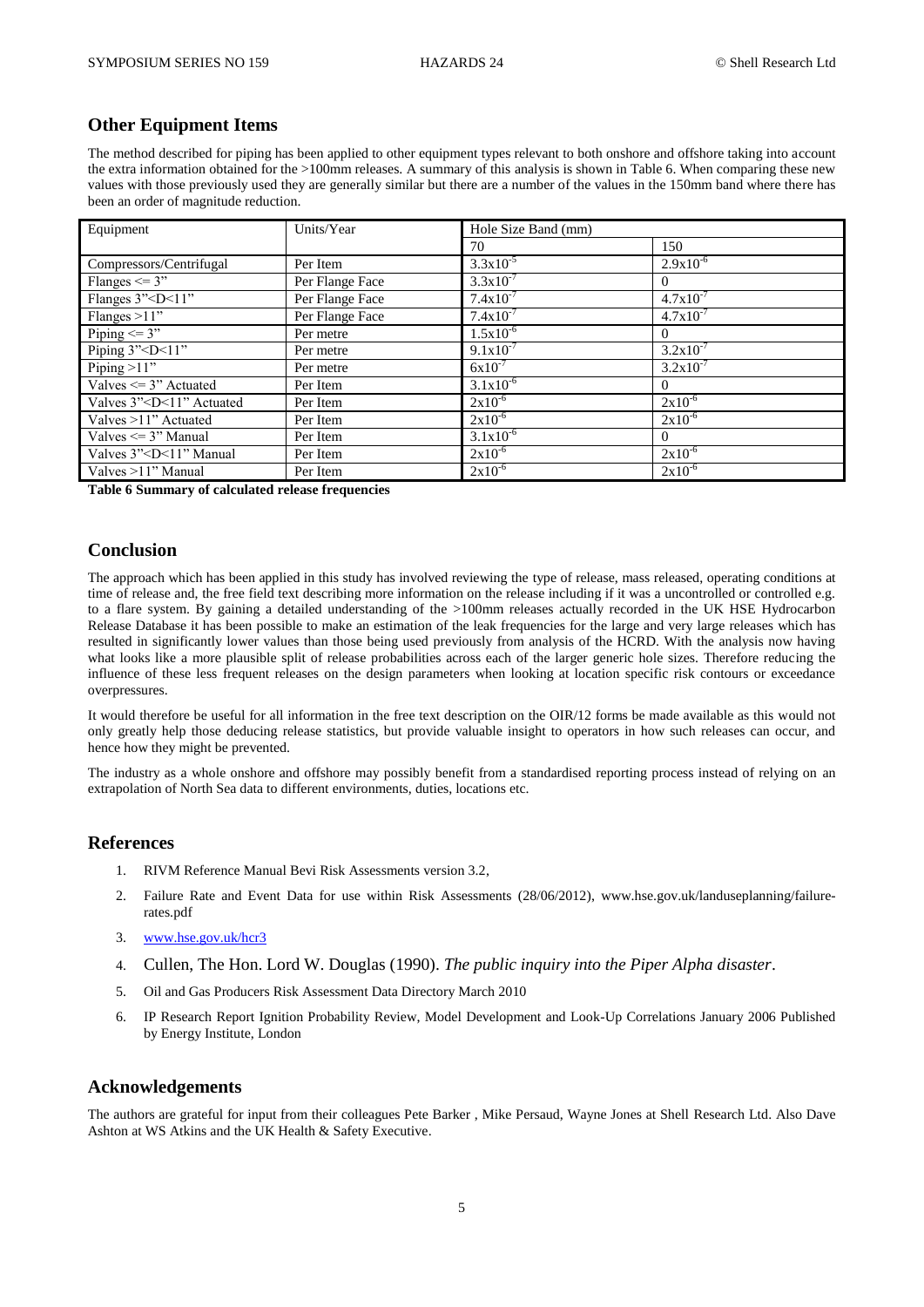## Other Equipment Items

The method described for piping has been applied to other equipment types relevant to both onshore and offshore taking into account the extra information obtained for the >100mm releases. A summary of this analysis is shown in Table 6. When comparing these new values with those previously used they are generally similar but there are a number of the values in the 150mm band where there has been an order of magnitude reduction.

| Equipment | Units/Year | Hole Size Band (mm) | |
|---|---|---|---|
| | | 70 | 150 |
| Compressors/Centrifugal | Per Item | $3.3x10^{-5}$ | $2.9x10^{-6}$ |
| Flanges <= 3" | Per Flange Face | $3.3x10^{-7}$ | 0 |
| Flanges 3"<D<11" | Per Flange Face | $7.4x10^{-7}$ | $4.7x10^{-7}$ |
| Flanges >11" | Per Flange Face | $7.4x10^{-7}$ | $4.7x10^{-7}$ |
| Piping <= 3" | Per metre | $1.5x10^{-6}$ | 0 |
| Piping 3"<D<11" | Per metre | $9.1x10^{-7}$ | $3.2x10^{-7}$ |
| Piping >11" | Per metre | $6x10^{-7}$ | $3.2x10^{-7}$ |
| Valves <= 3" Actuated | Per Item | $3.1x10^{-6}$ | 0 |
| Valves 3"<D<11" Actuated | Per Item | $2x10^{-6}$ | $2x10^{-6}$ |
| Valves >11" Actuated | Per Item | $2x10^{-6}$ | $2x10^{-6}$ |
| Valves <= 3" Manual | Per Item | $3.1x10^{-6}$ | 0 |
| Valves 3"<D<11" Manual | Per Item | $2x10^{-6}$ | $2x10^{-6}$ |
| Valves >11" Manual | Per Item | $2x10^{-6}$ | $2x10^{-6}$ |

**Table 6 Summary of calculated release frequencies**

## Conclusion

The approach which has been applied in this study has involved reviewing the type of release, mass released, operating conditions at time of release and, the free field text describing more information on the release including if it was a uncontrolled or controlled e.g. to a flare system. By gaining a detailed understanding of the >100mm releases actually recorded in the UK HSE Hydrocarbon Release Database it has been possible to make an estimation of the leak frequencies for the large and very large releases which has resulted in significantly lower values than those being used previously from analysis of the HCRD. With the analysis now having what looks like a more plausible split of release probabilities across each of the larger generic hole sizes. Therefore reducing the influence of these less frequent releases on the design parameters when looking at location specific risk contours or exceedance overpressures.

It would therefore be useful for all information in the free text description on the OIR/12 forms be made available as this would not only greatly help those deducing release statistics, but provide valuable insight to operators in how such releases can occur, and hence how they might be prevented.

The industry as a whole onshore and offshore may possibly benefit from a standardised reporting process instead of relying on an extrapolation of North Sea data to different environments, duties, locations etc.

## References

1. RIVM Reference Manual Bevi Risk Assessments version 3.2,
2. Failure Rate and Event Data for use within Risk Assessments (28/06/2012), www.hse.gov.uk/landuseplanning/failure-rates.pdf
3. www.hse.gov.uk/hcr3
4. Cullen, The Hon. Lord W. Douglas (1990). *The public inquiry into the Piper Alpha disaster*.
5. Oil and Gas Producers Risk Assessment Data Directory March 2010
6. IP Research Report Ignition Probability Review, Model Development and Look-Up Correlations January 2006 Published by Energy Institute, London

## Acknowledgements

The authors are grateful for input from their colleagues Pete Barker , Mike Persaud, Wayne Jones at Shell Research Ltd. Also Dave Ashton at WS Atkins and the UK Health & Safety Executive.